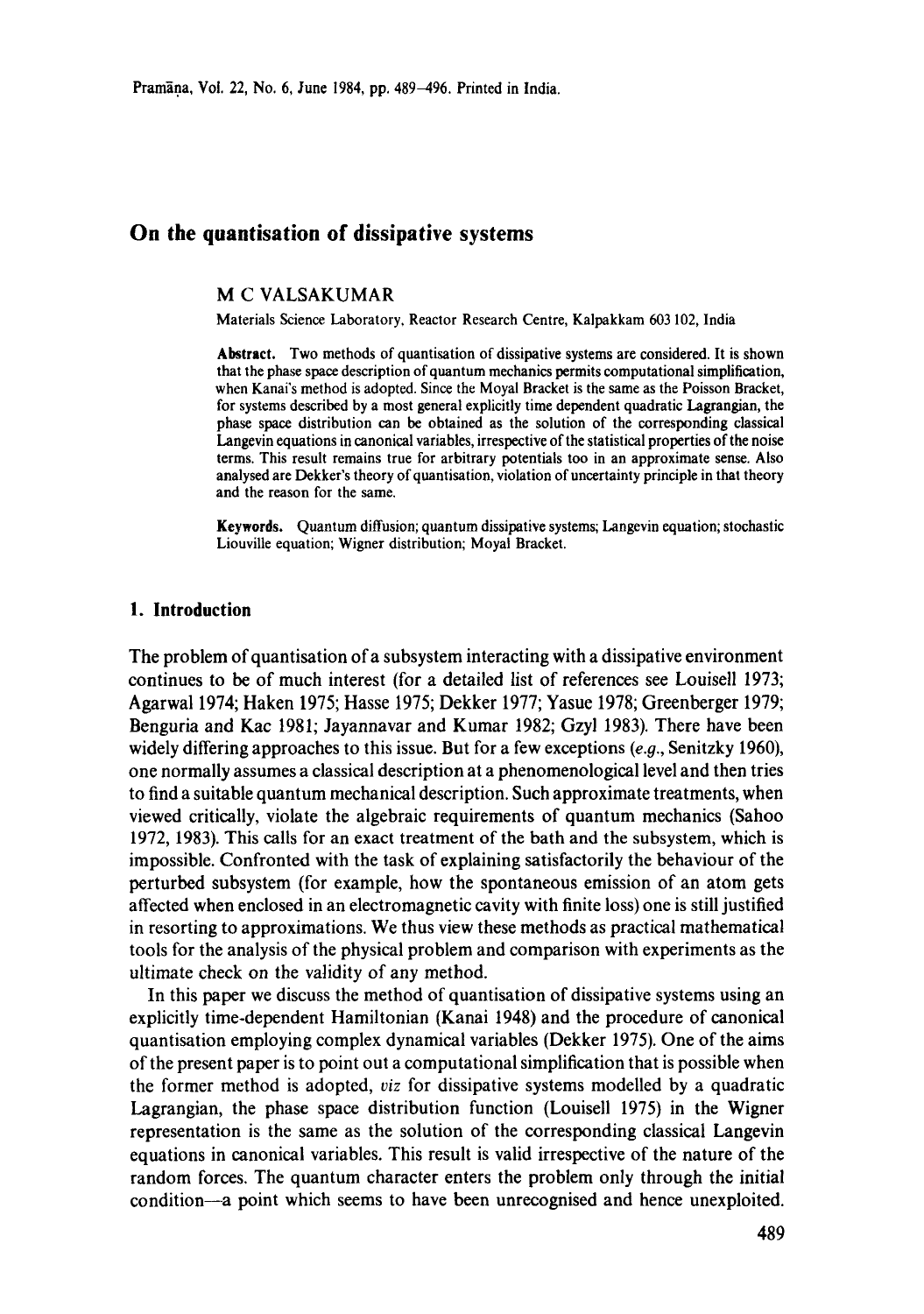# On the quantisation of dissipative systems

M C VALSAKUMAR

Materials Science Laboratory, Reactor Research Centre, Kalpakkam 603 102, India

**Abstract.** Two methods of quantisation of dissipative systems are considered. It is shown that the phase space description of quantum mechanics permits computational simplification, when Kanai's method is adopted. Since the Moyal Bracket is the same as the Poisson Bracket, for systems described by a most general explicitly time dependent quadratic Lagrangian, the phase space distribution can be obtained as the solution of the corresponding classical Langevin equations in canonical variables, irrespective of the statistical properties of the noise terms. This result remains true for arbitrary potentials too in an approximate sense. Also analysed are Dekker's theory of quantisation, violation of uncertainty principle in that theory and the reason for the same.

**Keywords.** Quantum diffusion; quantum dissipative systems; Langevin equation; stochastic Liouville equation; Wigner distribution; Moyal Bracket.

## 1. Introduction

The problem of quantisation of a subsystem interacting with a dissipative environment continues to be of much interest (for a detailed list of references see Louisell 1973; Agarwal 1974; Haken 1975; Hasse 1975; Dekker 1977; Yasue 1978; Greenberger 1979; Benguria and Kac 1981; Jayannavar and Kumar 1982; Gzyl 1983). There have been widely differing approaches to this issue. But for a few exceptions (*e.g.*, Senitzky 1960), one normally assumes a classical description at a phenomenological level and then tries to find a suitable quantum mechanical description. Such approximate treatments, when viewed critically, violate the algebraic requirements of quantum mechanics (Sahoo 1972, 1983). This calls for an exact treatment of the bath and the subsystem, which is impossible. Confronted with the task of explaining satisfactorily the behaviour of the perturbed subsystem (for example, how the spontaneous emission of an atom gets affected when enclosed in an electromagnetic cavity with finite loss) one is still justified in resorting to approximations. We thus view these methods as practical mathematical tools for the analysis of the physical problem and comparison with experiments as the ultimate check on the validity of any method.

In this paper we discuss the method of quantisation of dissipative systems using an explicitly time-dependent Hamiltonian (Kanai 1948) and the procedure of canonical quantisation employing complex dynamical variables (Dekker 1975). One of the aims of the present paper is to point out a computational simplification that is possible when the former method is adopted, *viz* for dissipative systems modelled by a quadratic Lagrangian, the phase space distribution function (Louisell 1975) in the Wigner representation is the same as the solution of the corresponding classical Langevin equations in canonical variables. This result is valid irrespective of the nature of the random forces. The quantum character enters the problem only through the initial condition—a point which seems to have been unrecognised and hence unexploited.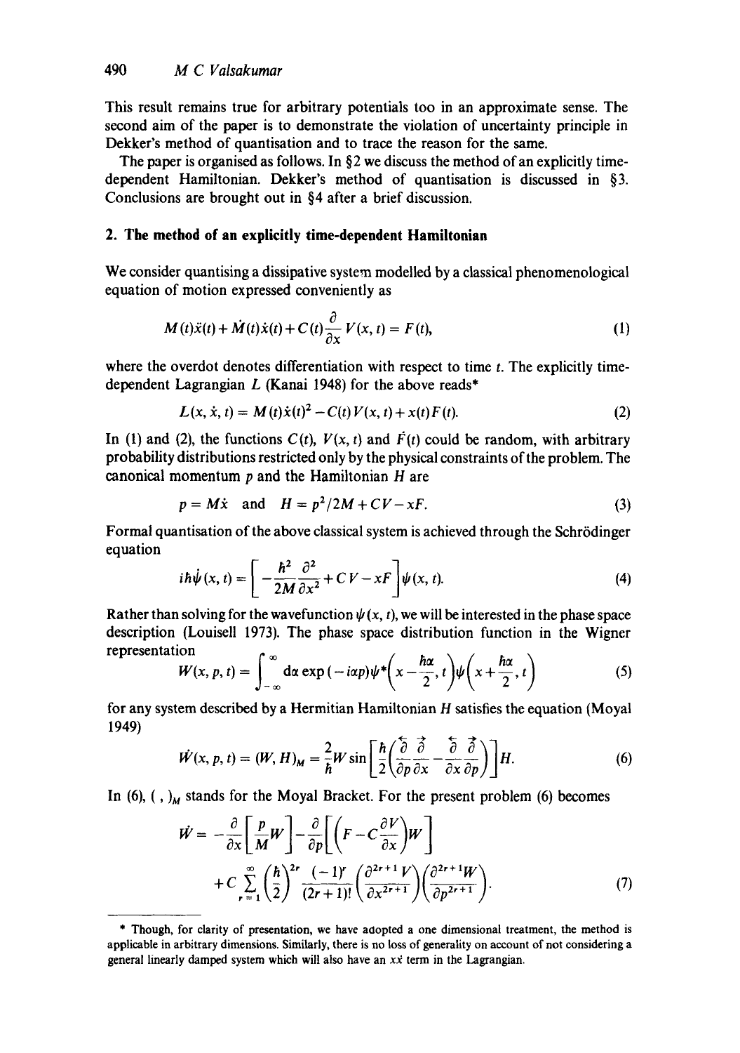This result remains true for arbitrary potentials too in an approximate sense. The second aim of the paper is to demonstrate the violation of uncertainty principle in Dekker's method of quantisation and to trace the reason for the same.

The paper is organised as follows. In §2 we discuss the method of an explicitly time-dependent Hamiltonian. Dekker's method of quantisation is discussed in §3. Conclusions are brought out in §4 after a brief discussion.

## 2. The method of an explicitly time-dependent Hamiltonian

We consider quantising a dissipative system modelled by a classical phenomenological equation of motion expressed conveniently as

$$M(t)\ddot{x}(t) + \dot{M}(t)\dot{x}(t) + C(t)\frac{\partial}{\partial x}V(x,t) = F(t), \tag{1}$$

where the overdot denotes differentiation with respect to time $t$. The explicitly time-dependent Lagrangian $L$ (Kanai 1948) for the above reads*

$$L(x, \dot{x}, t) = M(t)\dot{x}(t)^2 - C(t)V(x,t) + x(t)F(t). \tag{2}$$

In (1) and (2), the functions $C(t)$, $V(x,t)$ and $\dot{F}(t)$ could be random, with arbitrary probability distributions restricted only by the physical constraints of the problem. The canonical momentum $p$ and the Hamiltonian $H$ are

$$p = M\dot{x} \quad \text{and} \quad H = p^2/2M + CV - xF. \tag{3}$$

Formal quantisation of the above classical system is achieved through the Schrödinger equation

$$i\hbar\dot{\psi}(x,t) = \left[-\frac{\hbar^2}{2M}\frac{\partial^2}{\partial x^2} + CV - xF\right]\psi(x,t). \tag{4}$$

Rather than solving for the wavefunction $\psi(x,t)$, we will be interested in the phase space description (Louisell 1973). The phase space distribution function in the Wigner representation

$$W(x,p,t) = \int_{-\infty}^{\infty} \mathrm{d}\alpha \exp(-i\alpha p)\psi^*\left(x - \frac{\hbar\alpha}{2}, t\right)\psi\left(x + \frac{\hbar\alpha}{2}, t\right) \tag{5}$$

for any system described by a Hermitian Hamiltonian $H$ satisfies the equation (Moyal 1949)

$$\dot{W}(x,p,t) = (W,H)_M = \frac{2}{\hbar}W\sin\left[\frac{\hbar}{2}\left(\frac{\overleftarrow{\partial}}{\partial p}\frac{\overrightarrow{\partial}}{\partial x} - \frac{\overleftarrow{\partial}}{\partial x}\frac{\overrightarrow{\partial}}{\partial p}\right)\right]H. \tag{6}$$

In (6), $(\ ,\ )_M$ stands for the Moyal Bracket. For the present problem (6) becomes

$$\dot{W} = -\frac{\partial}{\partial x}\left[\frac{p}{M}W\right] - \frac{\partial}{\partial p}\left[\left(F - C\frac{\partial V}{\partial x}\right)W\right] + C\sum_{r=1}^{\infty}\left(\frac{\hbar}{2}\right)^{2r}\frac{(-1)^r}{(2r+1)!}\left(\frac{\partial^{2r+1}V}{\partial x^{2r+1}}\right)\left(\frac{\partial^{2r+1}W}{\partial p^{2r+1}}\right). \tag{7}$$

---

* Though, for clarity of presentation, we have adopted a one dimensional treatment, the method is applicable in arbitrary dimensions. Similarly, there is no loss of generality on account of not considering a general linearly damped system which will also have an $x\dot{x}$ term in the Lagrangian.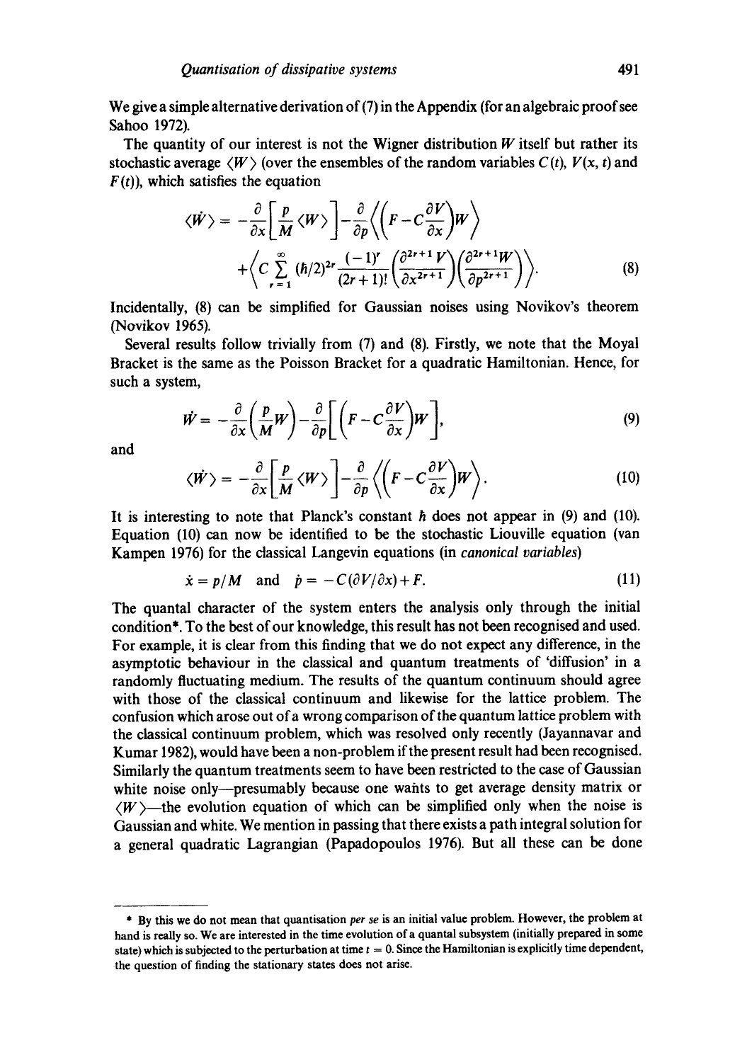We give a simple alternative derivation of (7) in the Appendix (for an algebraic proof see Sahoo 1972).

The quantity of our interest is not the Wigner distribution $W$ itself but rather its stochastic average $\langle W \rangle$ (over the ensembles of the random variables $C(t)$, $V(x, t)$ and $F(t)$), which satisfies the equation

$$\langle \dot{W} \rangle = -\frac{\partial}{\partial x}\left[\frac{p}{M}\langle W \rangle\right] - \frac{\partial}{\partial p}\left\langle \left(F - C\frac{\partial V}{\partial x}\right) W \right\rangle + \left\langle C \sum_{r=1}^{\infty} (\hbar/2)^{2r} \frac{(-1)^r}{(2r+1)!}\left(\frac{\partial^{2r+1} V}{\partial x^{2r+1}}\right)\left(\frac{\partial^{2r+1} W}{\partial p^{2r+1}}\right)\right\rangle. \tag{8}$$

Incidentally, (8) can be simplified for Gaussian noises using Novikov's theorem (Novikov 1965).

Several results follow trivially from (7) and (8). Firstly, we note that the Moyal Bracket is the same as the Poisson Bracket for a quadratic Hamiltonian. Hence, for such a system,

$$\dot{W} = -\frac{\partial}{\partial x}\left(\frac{p}{M}W\right) - \frac{\partial}{\partial p}\left[\left(F - C\frac{\partial V}{\partial x}\right)W\right], \tag{9}$$

and

$$\langle \dot{W} \rangle = -\frac{\partial}{\partial x}\left[\frac{p}{M}\langle W \rangle\right] - \frac{\partial}{\partial p}\left\langle \left(F - C\frac{\partial V}{\partial x}\right) W \right\rangle. \tag{10}$$

It is interesting to note that Planck's constant $\hbar$ does not appear in (9) and (10). Equation (10) can now be identified to be the stochastic Liouville equation (van Kampen 1976) for the classical Langevin equations (in *canonical variables*)

$$\dot{x} = p/M \quad \text{and} \quad \dot{p} = -C(\partial V/\partial x) + F. \tag{11}$$

The quantal character of the system enters the analysis only through the initial condition*. To the best of our knowledge, this result has not been recognised and used. For example, it is clear from this finding that we do not expect any difference, in the asymptotic behaviour in the classical and quantum treatments of 'diffusion' in a randomly fluctuating medium. The results of the quantum continuum should agree with those of the classical continuum and likewise for the lattice problem. The confusion which arose out of a wrong comparison of the quantum lattice problem with the classical continuum problem, which was resolved only recently (Jayannavar and Kumar 1982), would have been a non-problem if the present result had been recognised. Similarly the quantum treatments seem to have been restricted to the case of Gaussian white noise only—presumably because one wants to get average density matrix or $\langle W \rangle$—the evolution equation of which can be simplified only when the noise is Gaussian and white. We mention in passing that there exists a path integral solution for a general quadratic Lagrangian (Papadopoulos 1976). But all these can be done

---

* By this we do not mean that quantisation *per se* is an initial value problem. However, the problem at hand is really so. We are interested in the time evolution of a quantal subsystem (initially prepared in some state) which is subjected to the perturbation at time $t = 0$. Since the Hamiltonian is explicitly time dependent, the question of finding the stationary states does not arise.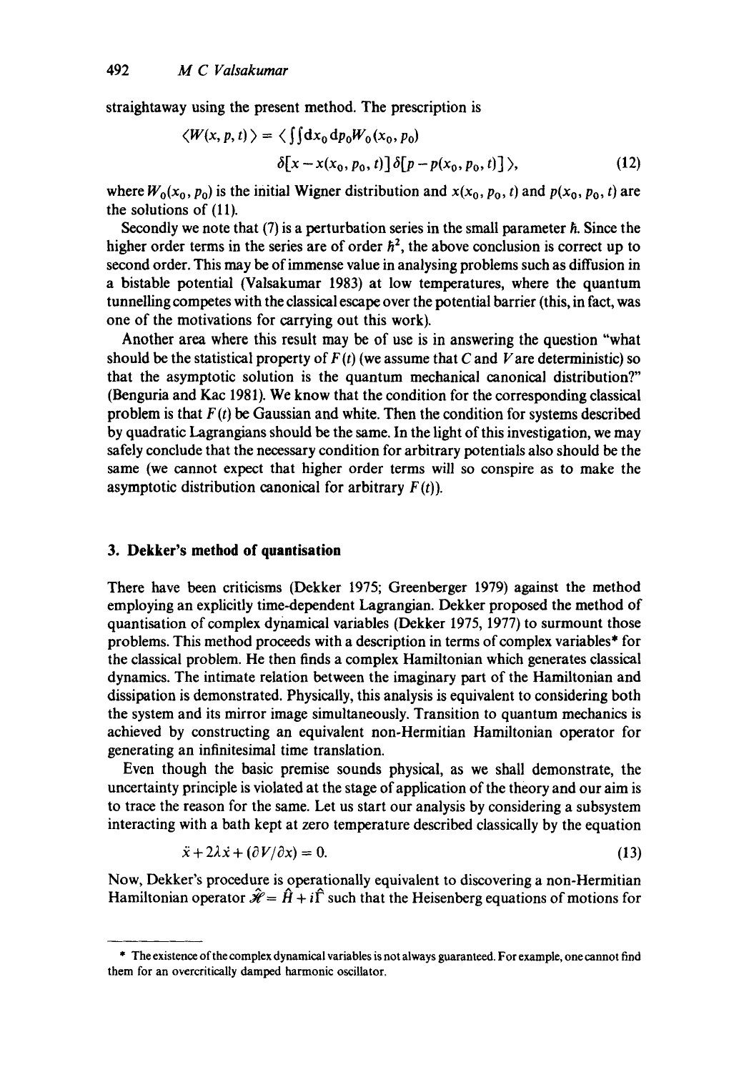straightaway using the present method. The prescription is

$$\langle W(x,p,t)\rangle = \langle \iint \mathrm{d}x_0\,\mathrm{d}p_0 W_0(x_0,p_0)\, \delta[x - x(x_0,p_0,t)]\,\delta[p - p(x_0,p_0,t)]\rangle, \tag{12}$$

where $W_0(x_0, p_0)$ is the initial Wigner distribution and $x(x_0, p_0, t)$ and $p(x_0, p_0, t)$ are the solutions of (11).

Secondly we note that (7) is a perturbation series in the small parameter $\hbar$. Since the higher order terms in the series are of order $\hbar^2$, the above conclusion is correct up to second order. This may be of immense value in analysing problems such as diffusion in a bistable potential (Valsakumar 1983) at low temperatures, where the quantum tunnelling competes with the classical escape over the potential barrier (this, in fact, was one of the motivations for carrying out this work).

Another area where this result may be of use is in answering the question "what should be the statistical property of $F(t)$ (we assume that $C$ and $V$ are deterministic) so that the asymptotic solution is the quantum mechanical canonical distribution?" (Benguria and Kac 1981). We know that the condition for the corresponding classical problem is that $F(t)$ be Gaussian and white. Then the condition for systems described by quadratic Lagrangians should be the same. In the light of this investigation, we may safely conclude that the necessary condition for arbitrary potentials also should be the same (we cannot expect that higher order terms will so conspire as to make the asymptotic distribution canonical for arbitrary $F(t)$).

## 3. Dekker's method of quantisation

There have been criticisms (Dekker 1975; Greenberger 1979) against the method employing an explicitly time-dependent Lagrangian. Dekker proposed the method of quantisation of complex dynamical variables (Dekker 1975, 1977) to surmount those problems. This method proceeds with a description in terms of complex variables* for the classical problem. He then finds a complex Hamiltonian which generates classical dynamics. The intimate relation between the imaginary part of the Hamiltonian and dissipation is demonstrated. Physically, this analysis is equivalent to considering both the system and its mirror image simultaneously. Transition to quantum mechanics is achieved by constructing an equivalent non-Hermitian Hamiltonian operator for generating an infinitesimal time translation.

Even though the basic premise sounds physical, as we shall demonstrate, the uncertainty principle is violated at the stage of application of the theory and our aim is to trace the reason for the same. Let us start our analysis by considering a subsystem interacting with a bath kept at zero temperature described classically by the equation

$$\ddot{x} + 2\lambda\dot{x} + (\partial V/\partial x) = 0. \tag{13}$$

Now, Dekker's procedure is operationally equivalent to discovering a non-Hermitian Hamiltonian operator $\hat{\mathscr{H}} = \hat{H} + i\hat{\Gamma}$ such that the Heisenberg equations of motions for

* The existence of the complex dynamical variables is not always guaranteed. For example, one cannot find them for an overcritically damped harmonic oscillator.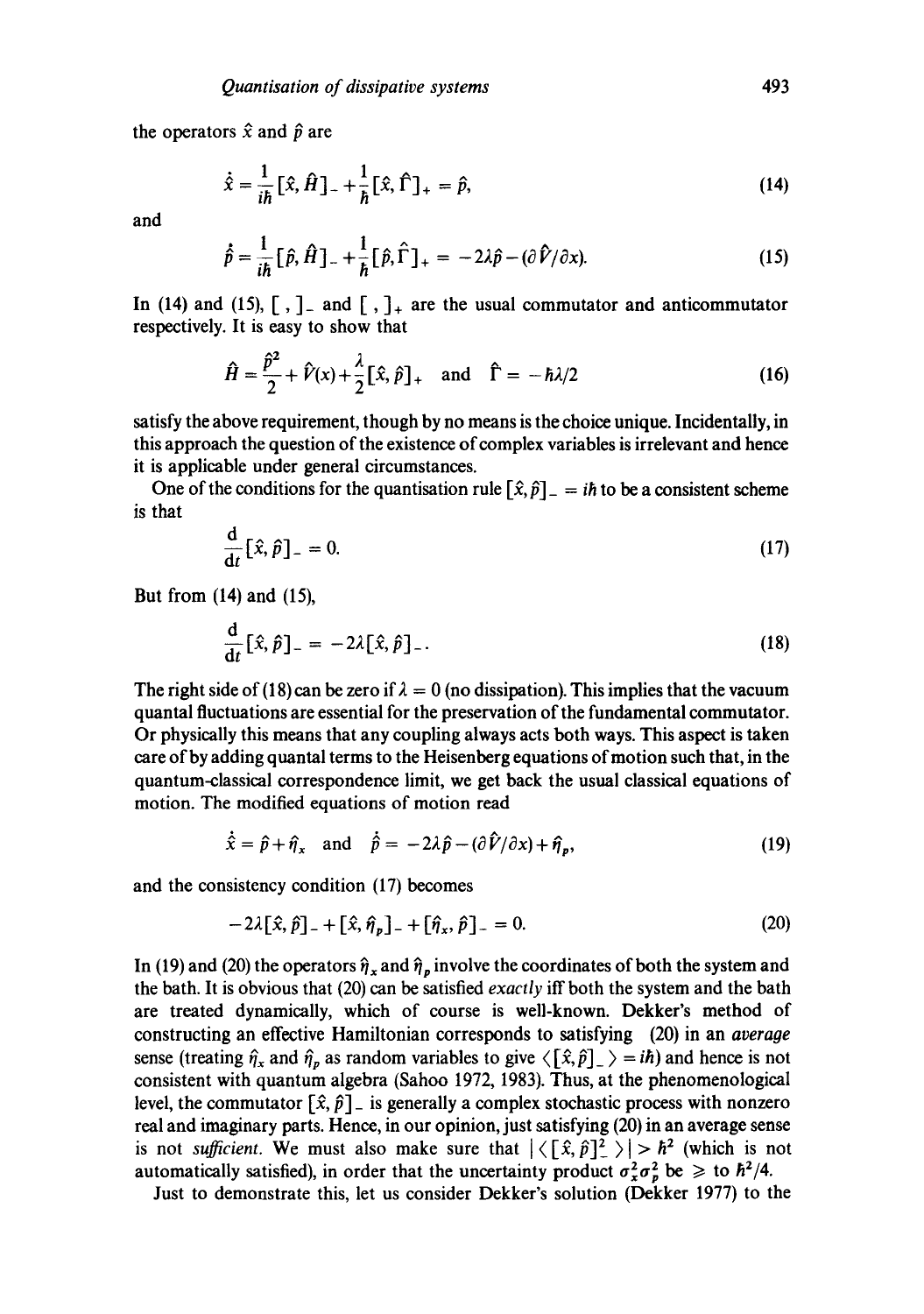the operators $\hat{x}$ and $\hat{p}$ are

$$\dot{\hat{x}} = \frac{1}{i\hbar}[\hat{x}, \hat{H}]_- + \frac{1}{\hbar}[\hat{x}, \hat{\Gamma}]_+ = \hat{p}, \tag{14}$$

and

$$\dot{\hat{p}} = \frac{1}{i\hbar}[\hat{p}, \hat{H}]_- + \frac{1}{\hbar}[\hat{p}, \hat{\Gamma}]_+ = -2\lambda\hat{p} - (\partial\hat{V}/\partial x). \tag{15}$$

In (14) and (15), $[\ ,\ ]_-$ and $[\ ,\ ]_+$ are the usual commutator and anticommutator respectively. It is easy to show that

$$\hat{H} = \frac{\hat{p}^2}{2} + \hat{V}(x) + \frac{\lambda}{2}[\hat{x}, \hat{p}]_+ \quad \text{and} \quad \hat{\Gamma} = -\hbar\lambda/2 \tag{16}$$

satisfy the above requirement, though by no means is the choice unique. Incidentally, in this approach the question of the existence of complex variables is irrelevant and hence it is applicable under general circumstances.

One of the conditions for the quantisation rule $[\hat{x}, \hat{p}]_- = i\hbar$ to be a consistent scheme is that

$$\frac{\mathrm{d}}{\mathrm{d}t}[\hat{x}, \hat{p}]_- = 0. \tag{17}$$

But from (14) and (15),

$$\frac{\mathrm{d}}{\mathrm{d}t}[\hat{x}, \hat{p}]_- = -2\lambda[\hat{x}, \hat{p}]_-. \tag{18}$$

The right side of (18) can be zero if $\lambda = 0$ (no dissipation). This implies that the vacuum quantal fluctuations are essential for the preservation of the fundamental commutator. Or physically this means that any coupling always acts both ways. This aspect is taken care of by adding quantal terms to the Heisenberg equations of motion such that, in the quantum-classical correspondence limit, we get back the usual classical equations of motion. The modified equations of motion read

$$\dot{\hat{x}} = \hat{p} + \hat{\eta}_x \quad \text{and} \quad \dot{\hat{p}} = -2\lambda\hat{p} - (\partial\hat{V}/\partial x) + \hat{\eta}_p, \tag{19}$$

and the consistency condition (17) becomes

$$-2\lambda[\hat{x}, \hat{p}]_- + [\hat{x}, \hat{\eta}_p]_- + [\hat{\eta}_x, \hat{p}]_- = 0. \tag{20}$$

In (19) and (20) the operators $\hat{\eta}_x$ and $\hat{\eta}_p$ involve the coordinates of both the system and the bath. It is obvious that (20) can be satisfied *exactly* iff both the system and the bath are treated dynamically, which of course is well-known. Dekker's method of constructing an effective Hamiltonian corresponds to satisfying (20) in an *average* sense (treating $\hat{\eta}_x$ and $\hat{\eta}_p$ as random variables to give $\langle [\hat{x}, \hat{p}]_- \rangle = i\hbar$) and hence is not consistent with quantum algebra (Sahoo 1972, 1983). Thus, at the phenomenological level, the commutator $[\hat{x}, \hat{p}]_-$ is generally a complex stochastic process with nonzero real and imaginary parts. Hence, in our opinion, just satisfying (20) in an average sense is not *sufficient*. We must also make sure that $|\langle [\hat{x}, \hat{p}]_-^2 \rangle| > \hbar^2$ (which is not automatically satisfied), in order that the uncertainty product $\sigma_x^2 \sigma_p^2$ be $\geqslant$ to $\hbar^2/4$.

Just to demonstrate this, let us consider Dekker's solution (Dekker 1977) to the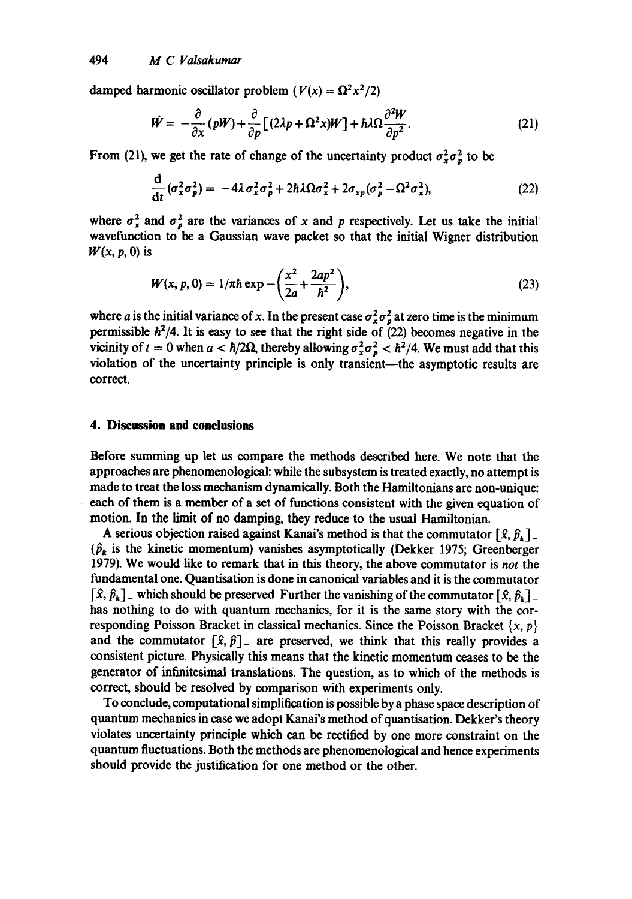damped harmonic oscillator problem ($V(x) = \Omega^2 x^2/2$)

$$\dot{W} = -\frac{\partial}{\partial x}(pW) + \frac{\partial}{\partial p}[(2\lambda p + \Omega^2 x)W] + \hbar\lambda\Omega\frac{\partial^2 W}{\partial p^2}. \tag{21}$$

From (21), we get the rate of change of the uncertainty product $\sigma_x^2\sigma_p^2$ to be

$$\frac{\mathrm{d}}{\mathrm{d}t}(\sigma_x^2\sigma_p^2) = -4\lambda\sigma_x^2\sigma_p^2 + 2\hbar\lambda\Omega\sigma_x^2 + 2\sigma_{xp}(\sigma_p^2 - \Omega^2\sigma_x^2), \tag{22}$$

where $\sigma_x^2$ and $\sigma_p^2$ are the variances of $x$ and $p$ respectively. Let us take the initial wavefunction to be a Gaussian wave packet so that the initial Wigner distribution $W(x, p, 0)$ is

$$W(x, p, 0) = 1/\pi\hbar \exp -\left(\frac{x^2}{2a} + \frac{2ap^2}{\hbar^2}\right), \tag{23}$$

where $a$ is the initial variance of $x$. In the present case $\sigma_x^2\sigma_p^2$ at zero time is the minimum permissible $\hbar^2/4$. It is easy to see that the right side of (22) becomes negative in the vicinity of $t = 0$ when $a < \hbar/2\Omega$, thereby allowing $\sigma_x^2\sigma_p^2 < \hbar^2/4$. We must add that this violation of the uncertainty principle is only transient—the asymptotic results are correct.

## 4. Discussion and conclusions

Before summing up let us compare the methods described here. We note that the approaches are phenomenological: while the subsystem is treated exactly, no attempt is made to treat the loss mechanism dynamically. Both the Hamiltonians are non-unique: each of them is a member of a set of functions consistent with the given equation of motion. In the limit of no damping, they reduce to the usual Hamiltonian.

A serious objection raised against Kanai's method is that the commutator $[\hat{x}, \hat{p}_k]_-$ ($\hat{p}_k$ is the kinetic momentum) vanishes asymptotically (Dekker 1975; Greenberger 1979). We would like to remark that in this theory, the above commutator is *not* the fundamental one. Quantisation is done in canonical variables and it is the commutator $[\hat{x}, \hat{p}_k]_-$ which should be preserved Further the vanishing of the commutator $[\hat{x}, \hat{p}_k]_-$ has nothing to do with quantum mechanics, for it is the same story with the corresponding Poisson Bracket in classical mechanics. Since the Poisson Bracket $\{x, p\}$ and the commutator $[\hat{x}, \hat{p}]_-$ are preserved, we think that this really provides a consistent picture. Physically this means that the kinetic momentum ceases to be the generator of infinitesimal translations. The question, as to which of the methods is correct, should be resolved by comparison with experiments only.

To conclude, computational simplification is possible by a phase space description of quantum mechanics in case we adopt Kanai's method of quantisation. Dekker's theory violates uncertainty principle which can be rectified by one more constraint on the quantum fluctuations. Both the methods are phenomenological and hence experiments should provide the justification for one method or the other.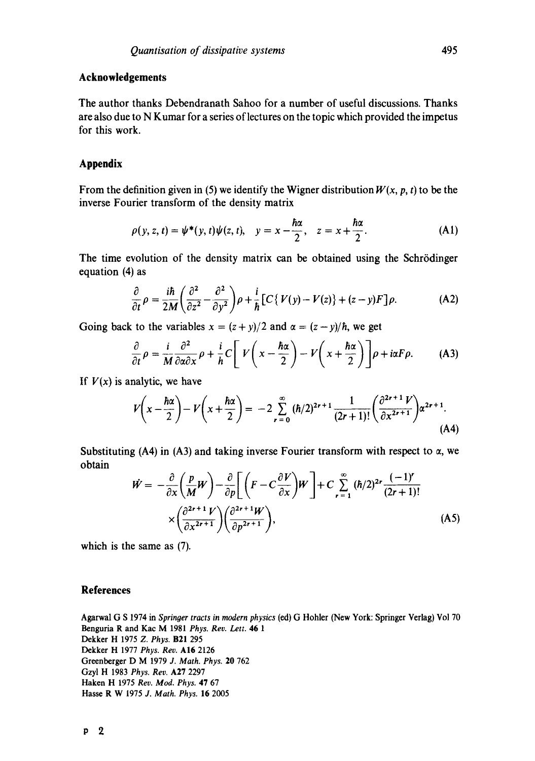## Acknowledgements

The author thanks Debendranath Sahoo for a number of useful discussions. Thanks are also due to N Kumar for a series of lectures on the topic which provided the impetus for this work.

## Appendix

From the definition given in (5) we identify the Wigner distribution $W(x, p, t)$ to be the inverse Fourier transform of the density matrix

$$\rho(y, z, t) = \psi^*(y, t)\psi(z, t), \quad y = x - \frac{\hbar\alpha}{2}, \quad z = x + \frac{\hbar\alpha}{2}. \tag{A1}$$

The time evolution of the density matrix can be obtained using the Schrödinger equation (4) as

$$\frac{\partial}{\partial t}\rho = \frac{i\hbar}{2M}\left(\frac{\partial^2}{\partial z^2} - \frac{\partial^2}{\partial y^2}\right)\rho + \frac{i}{\hbar}[C\{V(y) - V(z)\} + (z - y)F]\rho. \tag{A2}$$

Going back to the variables $x = (z + y)/2$ and $\alpha = (z - y)/\hbar$, we get

$$\frac{\partial}{\partial t}\rho = \frac{i}{M}\frac{\partial^2}{\partial\alpha\partial x}\rho + \frac{i}{\hbar}C\left[V\left(x - \frac{\hbar\alpha}{2}\right) - V\left(x + \frac{\hbar\alpha}{2}\right)\right]\rho + i\alpha F\rho. \tag{A3}$$

If $V(x)$ is analytic, we have

$$V\left(x - \frac{\hbar\alpha}{2}\right) - V\left(x + \frac{\hbar\alpha}{2}\right) = -2\sum_{r=0}^{\infty}(\hbar/2)^{2r+1}\frac{1}{(2r+1)!}\left(\frac{\partial^{2r+1}V}{\partial x^{2r+1}}\right)\alpha^{2r+1}. \tag{A4}$$

Substituting (A4) in (A3) and taking inverse Fourier transform with respect to $\alpha$, we obtain

$$\dot{W} = -\frac{\partial}{\partial x}\left(\frac{p}{M}W\right) - \frac{\partial}{\partial p}\left[\left(F - C\frac{\partial V}{\partial x}\right)W\right] + C\sum_{r=1}^{\infty}(\hbar/2)^{2r}\frac{(-1)^r}{(2r+1)!} \times\left(\frac{\partial^{2r+1}V}{\partial x^{2r+1}}\right)\left(\frac{\partial^{2r+1}W}{\partial p^{2r+1}}\right), \tag{A5}$$

which is the same as (7).

## References

Agarwal G S 1974 in *Springer tracts in modern physics* (ed) G Hohler (New York: Springer Verlag) Vol 70

Benguria R and Kac M 1981 *Phys. Rev. Lett.* **46** 1

Dekker H 1975 *Z. Phys.* **B21** 295

Dekker H 1977 *Phys. Rev.* **A16** 2126

Greenberger D M 1979 *J. Math. Phys.* **20** 762

Gzyl H 1983 *Phys. Rev.* **A27** 2297

Haken H 1975 *Rev. Mod. Phys.* **47** 67

Hasse R W 1975 *J. Math. Phys.* **16** 2005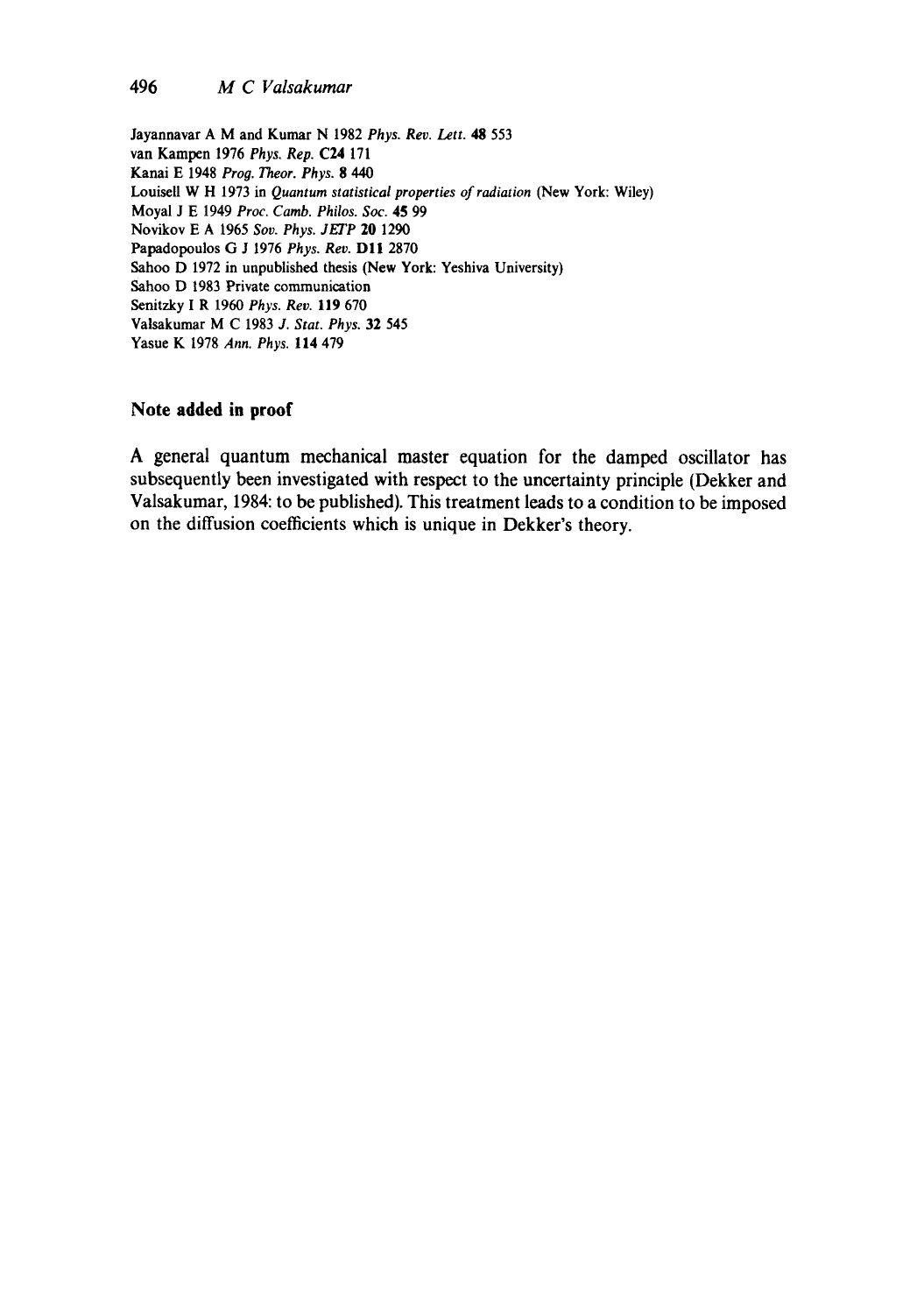Jayannavar A M and Kumar N 1982 *Phys. Rev. Lett.* **48** 553
van Kampen 1976 *Phys. Rep.* **C24** 171
Kanai E 1948 *Prog. Theor. Phys.* **8** 440
Louisell W H 1973 in *Quantum statistical properties of radiation* (New York: Wiley)
Moyal J E 1949 *Proc. Camb. Philos. Soc.* **45** 99
Novikov E A 1965 *Sov. Phys. JETP* **20** 1290
Papadopoulos G J 1976 *Phys. Rev.* **D11** 2870
Sahoo D 1972 in unpublished thesis (New York: Yeshiva University)
Sahoo D 1983 Private communication
Senitzky I R 1960 *Phys. Rev.* **119** 670
Valsakumar M C 1983 *J. Stat. Phys.* **32** 545
Yasue K 1978 *Ann. Phys.* **114** 479

## Note added in proof

A general quantum mechanical master equation for the damped oscillator has subsequently been investigated with respect to the uncertainty principle (Dekker and Valsakumar, 1984: to be published). This treatment leads to a condition to be imposed on the diffusion coefficients which is unique in Dekker's theory.